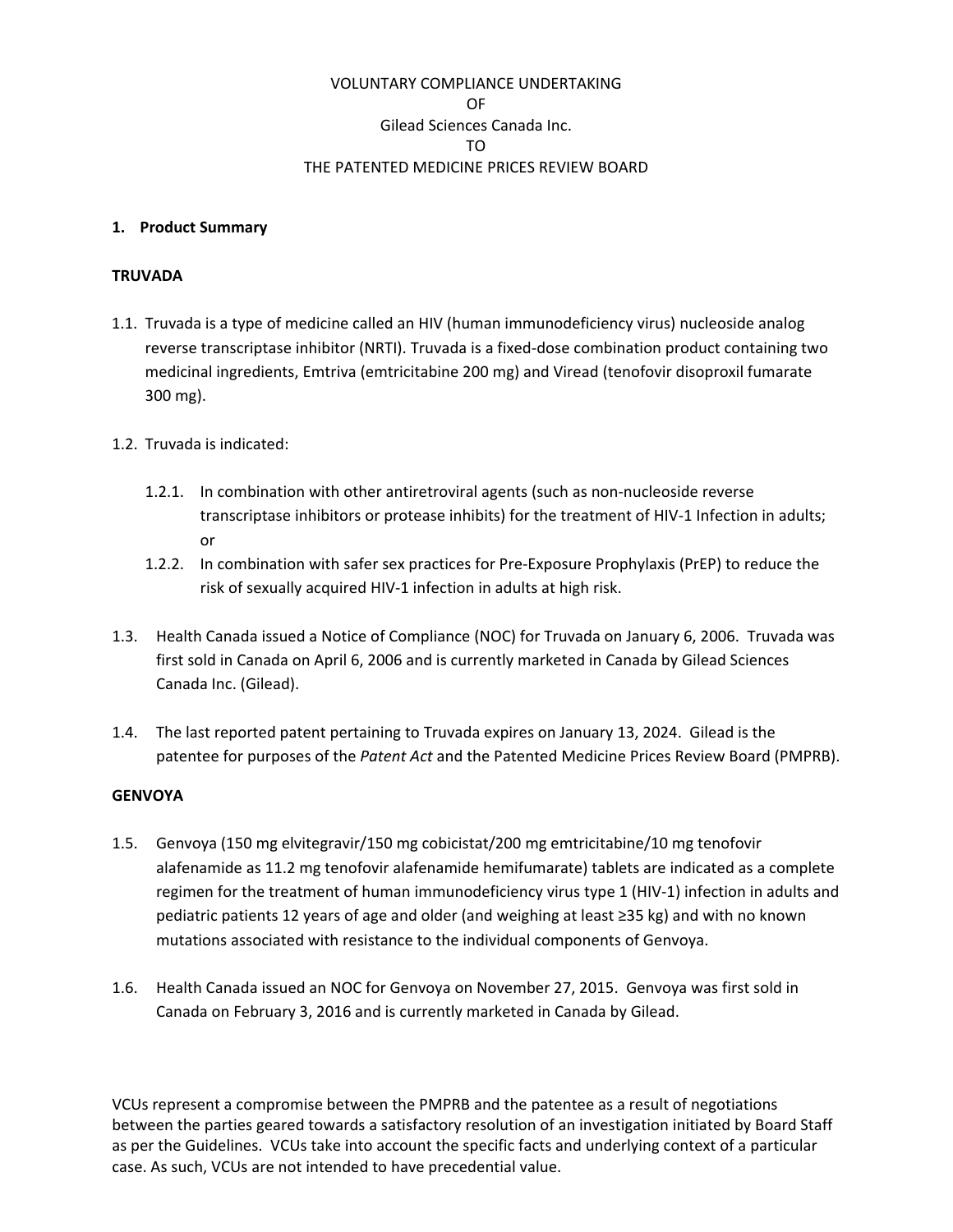VOLUNTARY COMPLIANCE UNDERTAKING
OF
Gilead Sciences Canada Inc.
TO
THE PATENTED MEDICINE PRICES REVIEW BOARD

## 1. Product Summary

### TRUVADA

1.1. Truvada is a type of medicine called an HIV (human immunodeficiency virus) nucleoside analog reverse transcriptase inhibitor (NRTI). Truvada is a fixed-dose combination product containing two medicinal ingredients, Emtriva (emtricitabine 200 mg) and Viread (tenofovir disoproxil fumarate 300 mg).

1.2. Truvada is indicated:

1.2.1. In combination with other antiretroviral agents (such as non-nucleoside reverse transcriptase inhibitors or protease inhibits) for the treatment of HIV-1 Infection in adults; or

1.2.2. In combination with safer sex practices for Pre-Exposure Prophylaxis (PrEP) to reduce the risk of sexually acquired HIV-1 infection in adults at high risk.

1.3. Health Canada issued a Notice of Compliance (NOC) for Truvada on January 6, 2006. Truvada was first sold in Canada on April 6, 2006 and is currently marketed in Canada by Gilead Sciences Canada Inc. (Gilead).

1.4. The last reported patent pertaining to Truvada expires on January 13, 2024. Gilead is the patentee for purposes of the *Patent Act* and the Patented Medicine Prices Review Board (PMPRB).

### GENVOYA

1.5. Genvoya (150 mg elvitegravir/150 mg cobicistat/200 mg emtricitabine/10 mg tenofovir alafenamide as 11.2 mg tenofovir alafenamide hemifumarate) tablets are indicated as a complete regimen for the treatment of human immunodeficiency virus type 1 (HIV-1) infection in adults and pediatric patients 12 years of age and older (and weighing at least ≥35 kg) and with no known mutations associated with resistance to the individual components of Genvoya.

1.6. Health Canada issued an NOC for Genvoya on November 27, 2015. Genvoya was first sold in Canada on February 3, 2016 and is currently marketed in Canada by Gilead.

VCUs represent a compromise between the PMPRB and the patentee as a result of negotiations between the parties geared towards a satisfactory resolution of an investigation initiated by Board Staff as per the Guidelines. VCUs take into account the specific facts and underlying context of a particular case. As such, VCUs are not intended to have precedential value.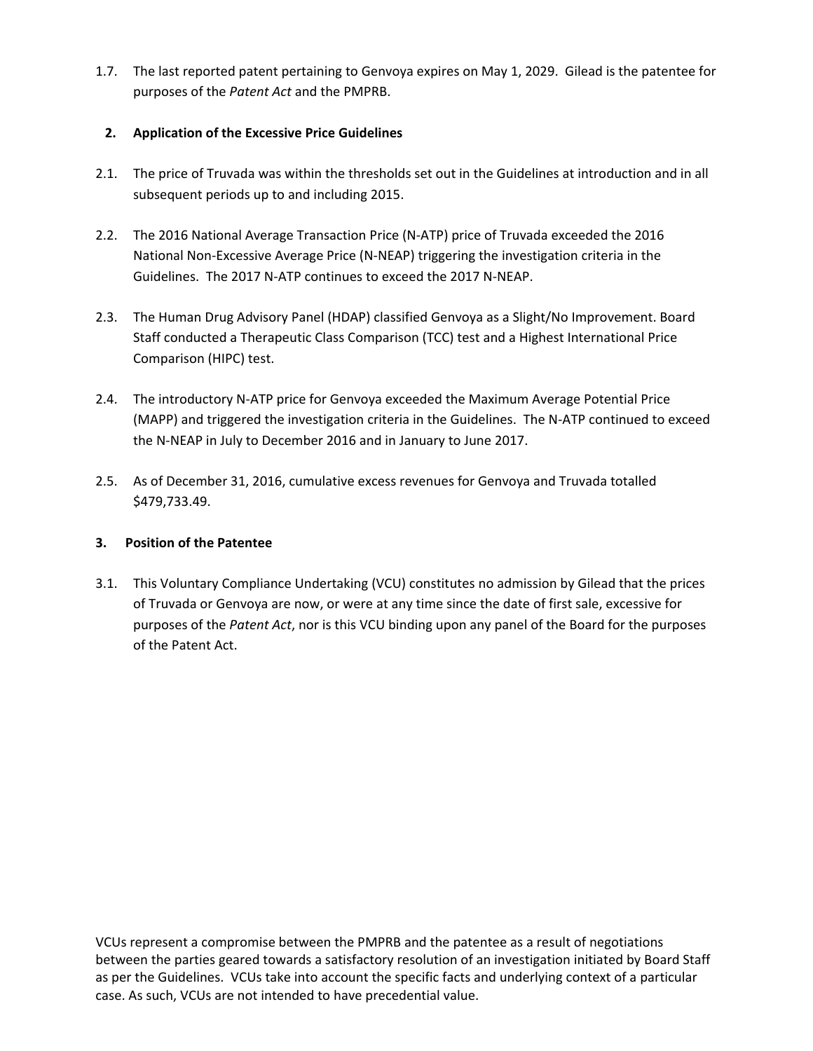1.7. The last reported patent pertaining to Genvoya expires on May 1, 2029. Gilead is the patentee for purposes of the *Patent Act* and the PMPRB.

## 2. Application of the Excessive Price Guidelines

2.1. The price of Truvada was within the thresholds set out in the Guidelines at introduction and in all subsequent periods up to and including 2015.

2.2. The 2016 National Average Transaction Price (N-ATP) price of Truvada exceeded the 2016 National Non-Excessive Average Price (N-NEAP) triggering the investigation criteria in the Guidelines. The 2017 N-ATP continues to exceed the 2017 N-NEAP.

2.3. The Human Drug Advisory Panel (HDAP) classified Genvoya as a Slight/No Improvement. Board Staff conducted a Therapeutic Class Comparison (TCC) test and a Highest International Price Comparison (HIPC) test.

2.4. The introductory N-ATP price for Genvoya exceeded the Maximum Average Potential Price (MAPP) and triggered the investigation criteria in the Guidelines. The N-ATP continued to exceed the N-NEAP in July to December 2016 and in January to June 2017.

2.5. As of December 31, 2016, cumulative excess revenues for Genvoya and Truvada totalled $479,733.49.

## 3. Position of the Patentee

3.1. This Voluntary Compliance Undertaking (VCU) constitutes no admission by Gilead that the prices of Truvada or Genvoya are now, or were at any time since the date of first sale, excessive for purposes of the *Patent Act*, nor is this VCU binding upon any panel of the Board for the purposes of the Patent Act.

VCUs represent a compromise between the PMPRB and the patentee as a result of negotiations between the parties geared towards a satisfactory resolution of an investigation initiated by Board Staff as per the Guidelines. VCUs take into account the specific facts and underlying context of a particular case. As such, VCUs are not intended to have precedential value.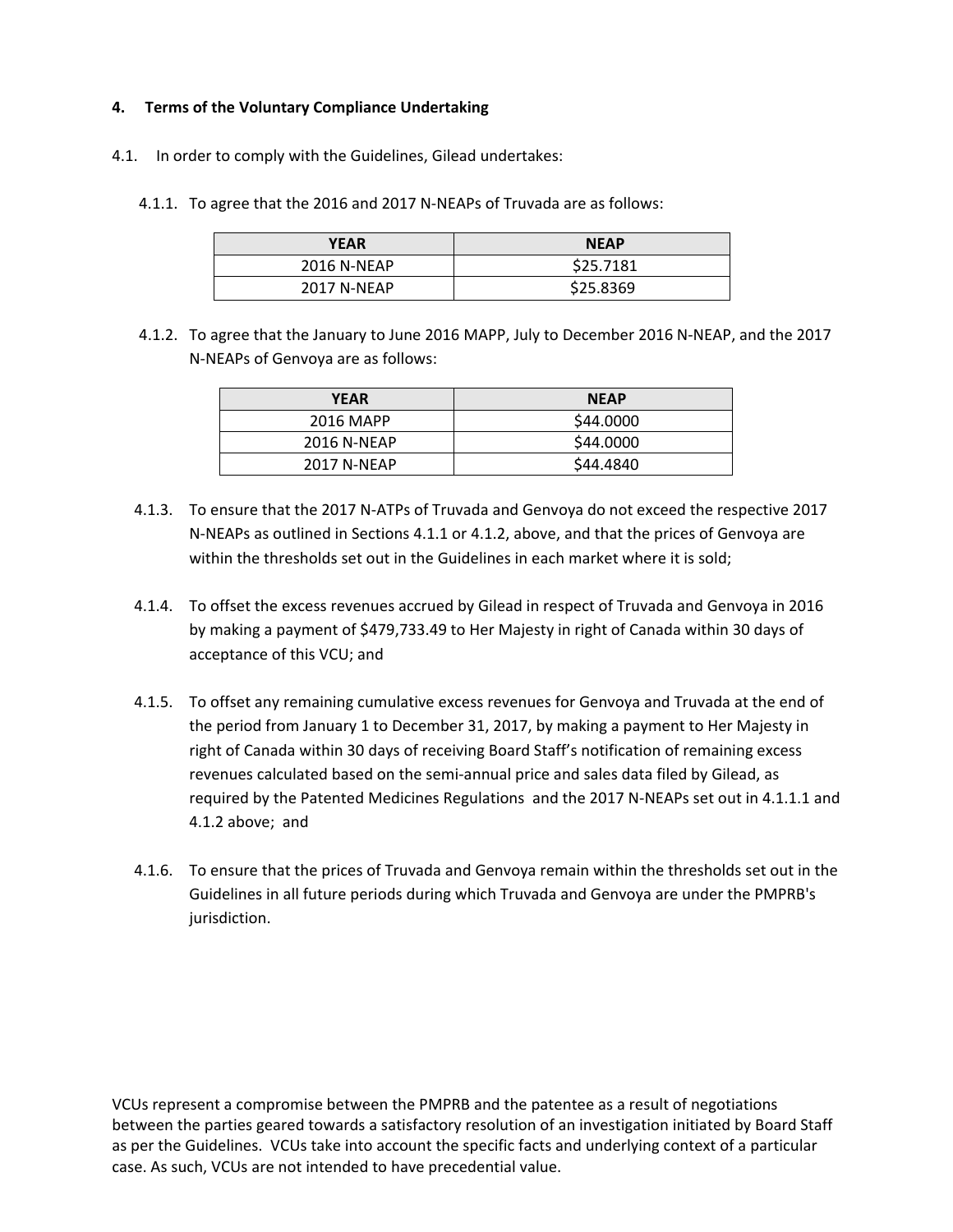## 4. Terms of the Voluntary Compliance Undertaking

4.1. In order to comply with the Guidelines, Gilead undertakes:

4.1.1. To agree that the 2016 and 2017 N-NEAPs of Truvada are as follows:

| YEAR | NEAP |
|---|---|
| 2016 N-NEAP | $25.7181 |
| 2017 N-NEAP | $25.8369 |

4.1.2. To agree that the January to June 2016 MAPP, July to December 2016 N-NEAP, and the 2017 N-NEAPs of Genvoya are as follows:

| YEAR | NEAP |
|---|---|
| 2016 MAPP | $44.0000 |
| 2016 N-NEAP | $44.0000 |
| 2017 N-NEAP | $44.4840 |

4.1.3. To ensure that the 2017 N-ATPs of Truvada and Genvoya do not exceed the respective 2017 N-NEAPs as outlined in Sections 4.1.1 or 4.1.2, above, and that the prices of Genvoya are within the thresholds set out in the Guidelines in each market where it is sold;

4.1.4. To offset the excess revenues accrued by Gilead in respect of Truvada and Genvoya in 2016 by making a payment of $479,733.49 to Her Majesty in right of Canada within 30 days of acceptance of this VCU; and

4.1.5. To offset any remaining cumulative excess revenues for Genvoya and Truvada at the end of the period from January 1 to December 31, 2017, by making a payment to Her Majesty in right of Canada within 30 days of receiving Board Staff's notification of remaining excess revenues calculated based on the semi-annual price and sales data filed by Gilead, as required by the Patented Medicines Regulations and the 2017 N-NEAPs set out in 4.1.1.1 and 4.1.2 above; and

4.1.6. To ensure that the prices of Truvada and Genvoya remain within the thresholds set out in the Guidelines in all future periods during which Truvada and Genvoya are under the PMPRB's jurisdiction.

VCUs represent a compromise between the PMPRB and the patentee as a result of negotiations between the parties geared towards a satisfactory resolution of an investigation initiated by Board Staff as per the Guidelines. VCUs take into account the specific facts and underlying context of a particular case. As such, VCUs are not intended to have precedential value.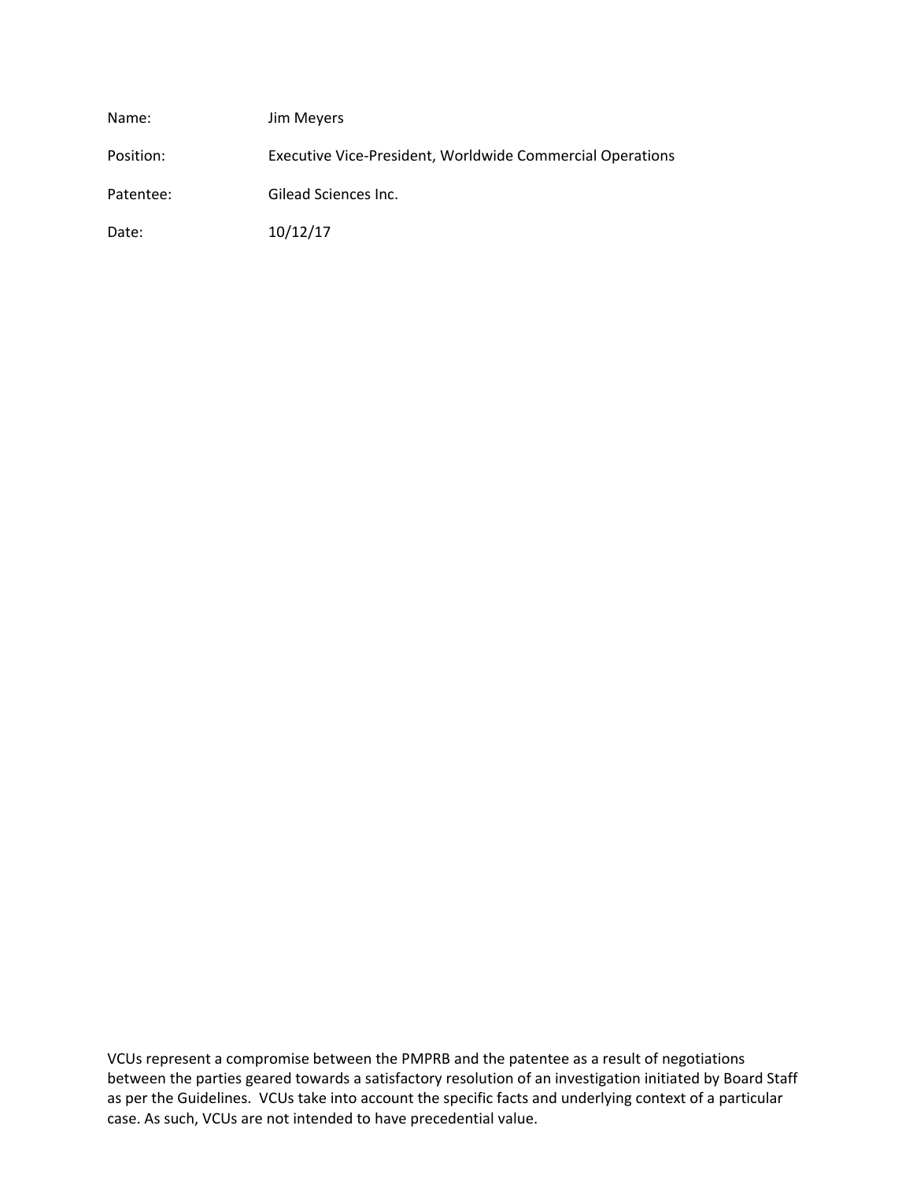| | |
|---|---|
| Name: | Jim Meyers |
| Position: | Executive Vice-President, Worldwide Commercial Operations |
| Patentee: | Gilead Sciences Inc. |
| Date: | 10/12/17 |

VCUs represent a compromise between the PMPRB and the patentee as a result of negotiations between the parties geared towards a satisfactory resolution of an investigation initiated by Board Staff as per the Guidelines. VCUs take into account the specific facts and underlying context of a particular case. As such, VCUs are not intended to have precedential value.